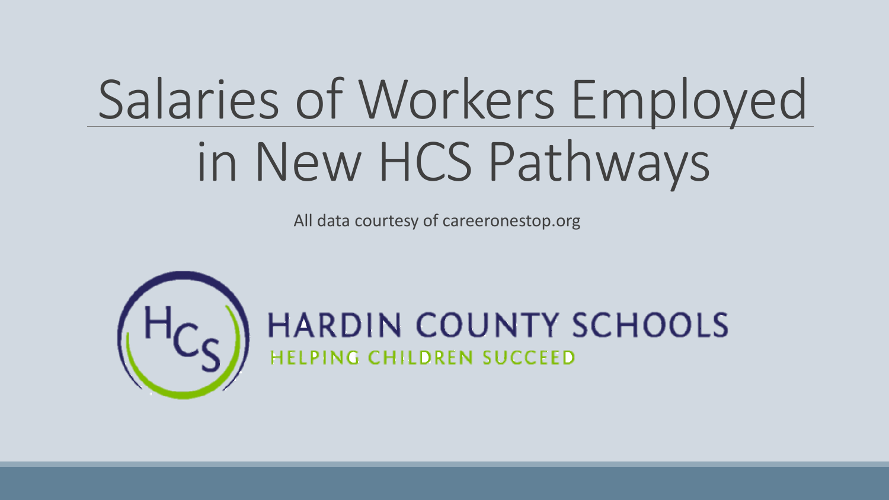# Salaries of Workers Employed in New HCS Pathways

All data courtesy of careeronestop.org

HARDIN COUNTY SCHOOLS

HELPING CHILDREN SUCCEED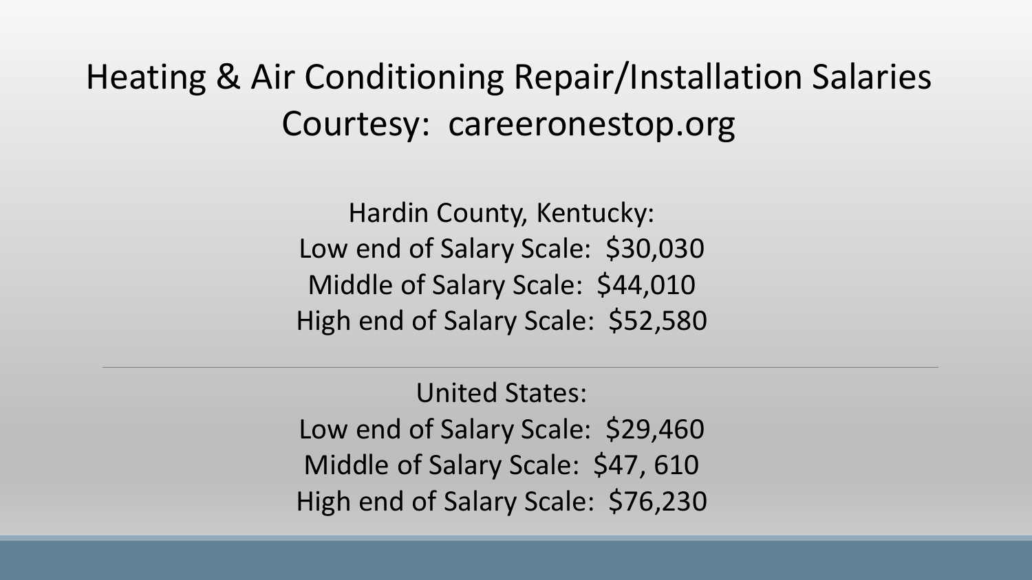# Heating & Air Conditioning Repair/Installation Salaries
## Courtesy: careeronestop.org

Hardin County, Kentucky:
Low end of Salary Scale: $30,030
Middle of Salary Scale: $44,010
High end of Salary Scale: $52,580

---

United States:
Low end of Salary Scale: $29,460
Middle of Salary Scale: $47, 610
High end of Salary Scale: $76,230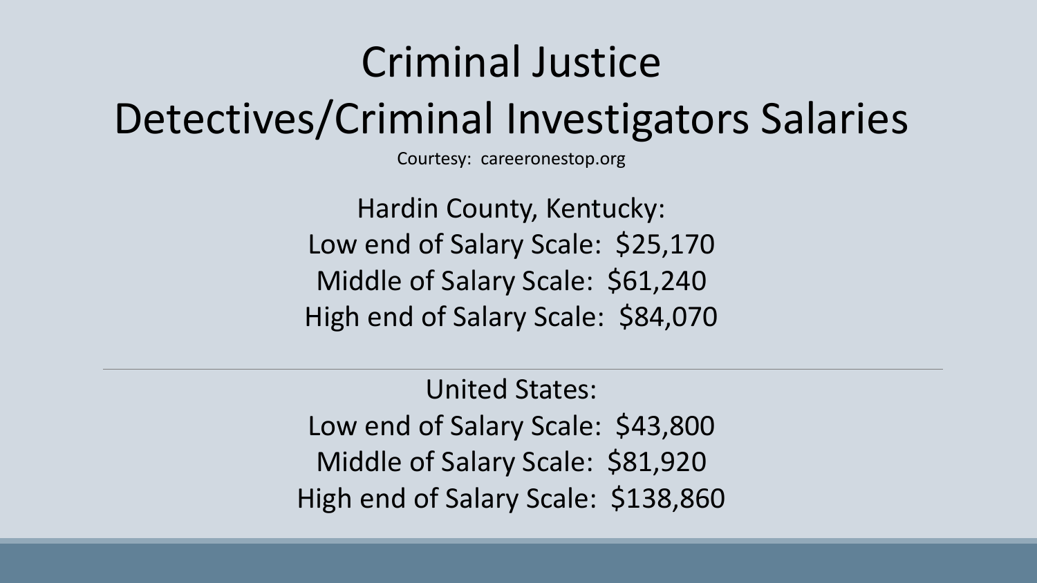# Criminal Justice

# Detectives/Criminal Investigators Salaries

Courtesy: careeronestop.org

Hardin County, Kentucky:

Low end of Salary Scale: $25,170

Middle of Salary Scale: $61,240

High end of Salary Scale: $84,070

---

United States:

Low end of Salary Scale: $43,800

Middle of Salary Scale: $81,920

High end of Salary Scale: $138,860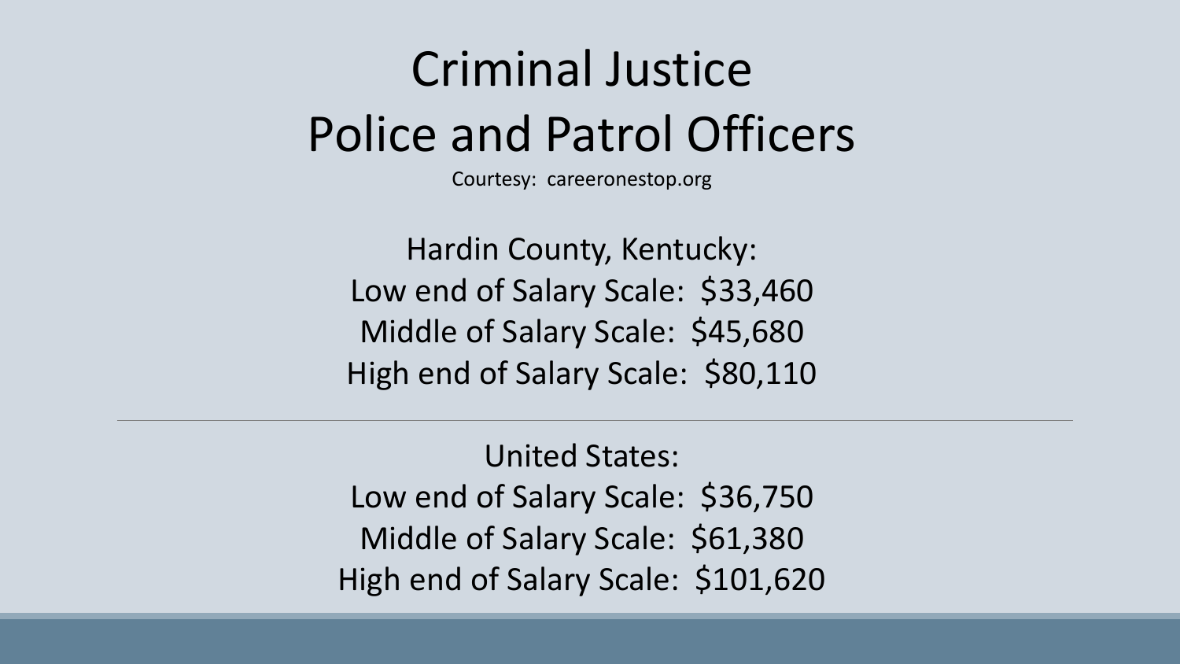# Criminal Justice
# Police and Patrol Officers

Courtesy: careeronestop.org

Hardin County, Kentucky:
Low end of Salary Scale: $33,460
Middle of Salary Scale: $45,680
High end of Salary Scale: $80,110

---

United States:
Low end of Salary Scale: $36,750
Middle of Salary Scale: $61,380
High end of Salary Scale: $101,620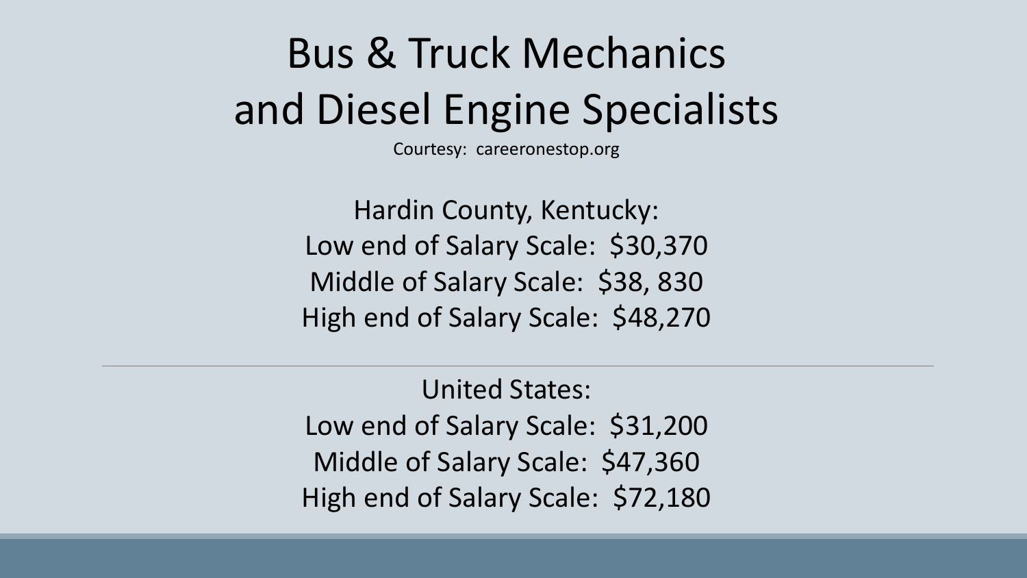# Bus & Truck Mechanics and Diesel Engine Specialists

Courtesy: careeronestop.org

Hardin County, Kentucky:
Low end of Salary Scale: $30,370
Middle of Salary Scale: $38, 830
High end of Salary Scale: $48,270

---

United States:
Low end of Salary Scale: $31,200
Middle of Salary Scale: $47,360
High end of Salary Scale: $72,180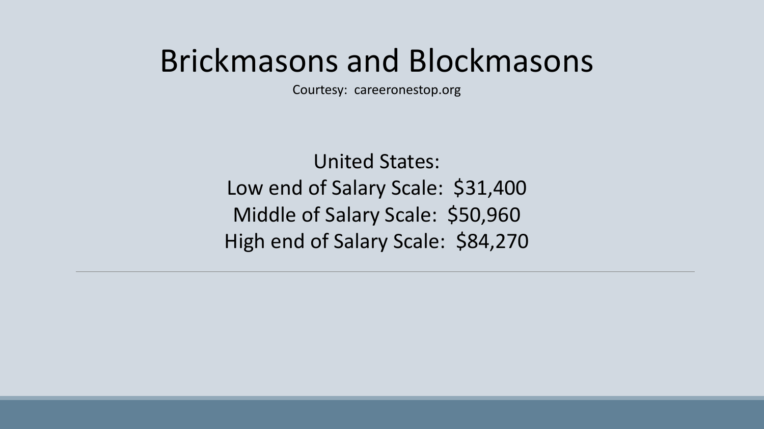# Brickmasons and Blockmasons

Courtesy: careeronestop.org

United States:
Low end of Salary Scale: $31,400
Middle of Salary Scale: $50,960
High end of Salary Scale: $84,270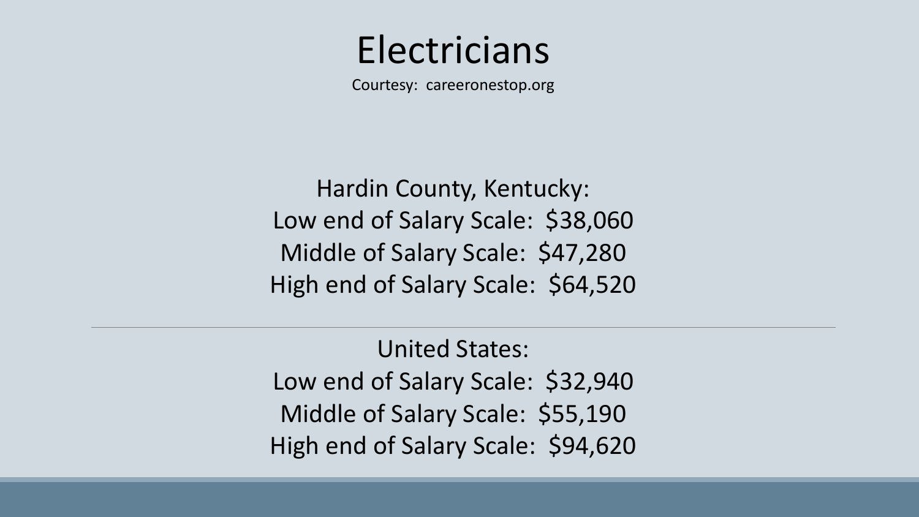# Electricians

Courtesy: careeronestop.org

Hardin County, Kentucky:
Low end of Salary Scale: $38,060
Middle of Salary Scale: $47,280
High end of Salary Scale: $64,520

---

United States:
Low end of Salary Scale: $32,940
Middle of Salary Scale: $55,190
High end of Salary Scale: $94,620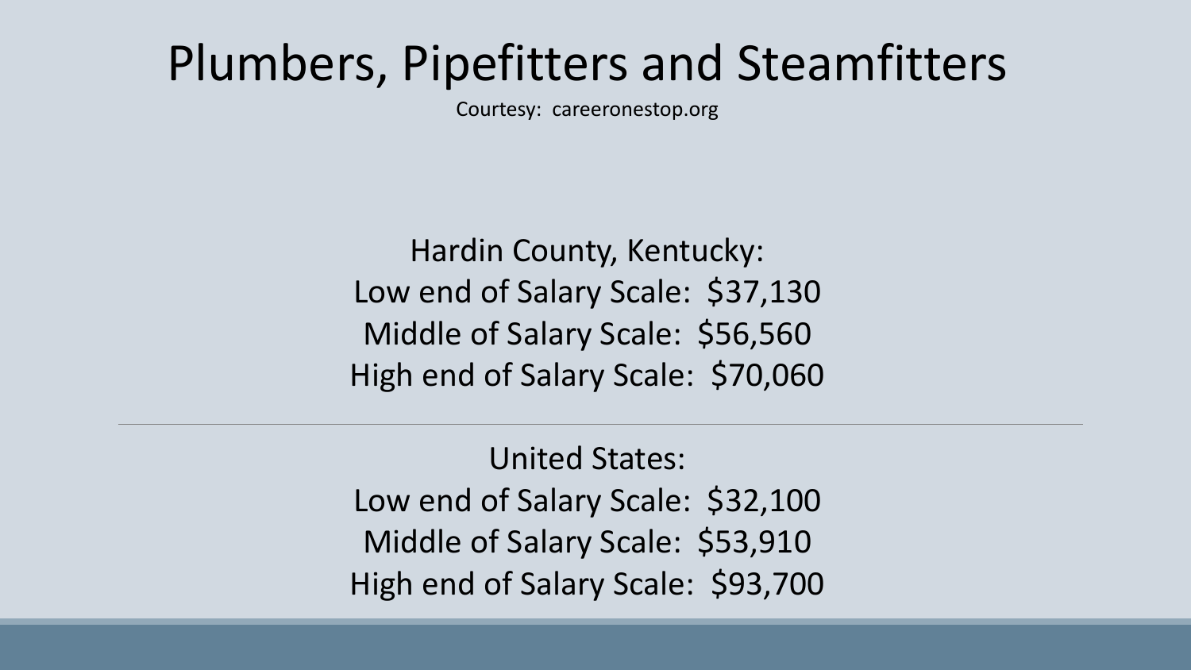# Plumbers, Pipefitters and Steamfitters

Courtesy: careeronestop.org

Hardin County, Kentucky:
Low end of Salary Scale: $37,130
Middle of Salary Scale: $56,560
High end of Salary Scale: $70,060

---

United States:
Low end of Salary Scale: $32,100
Middle of Salary Scale: $53,910
High end of Salary Scale: $93,700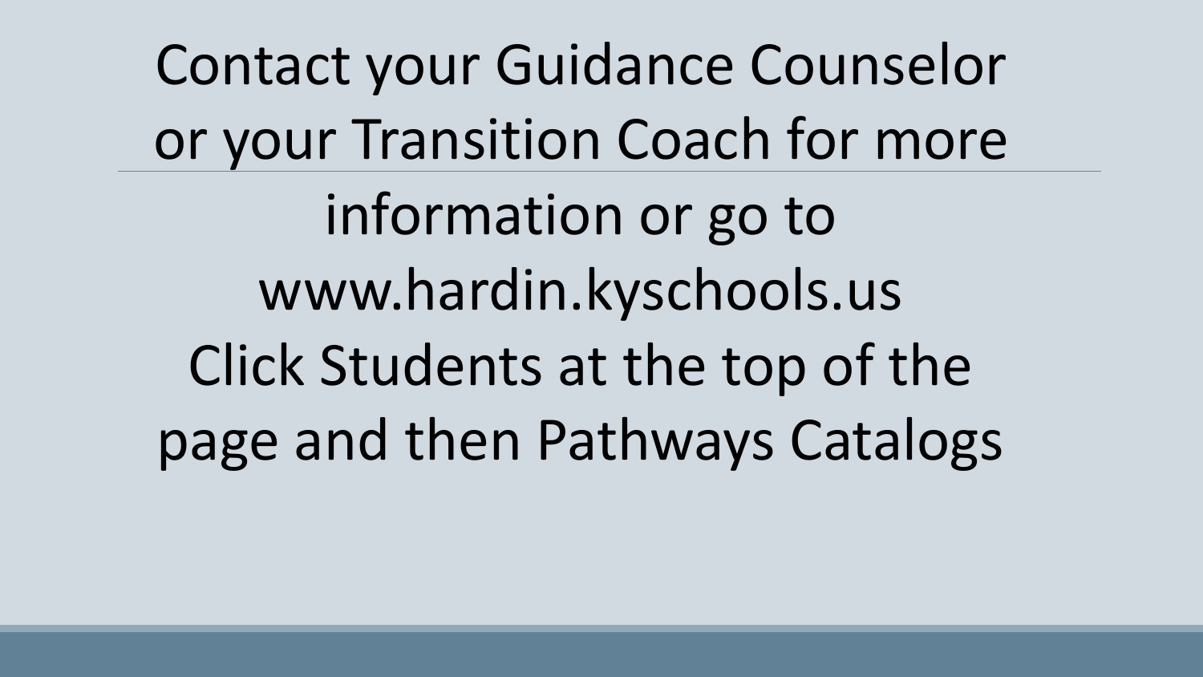Contact your Guidance Counselor or your Transition Coach for more information or go to www.hardin.kyschools.us Click Students at the top of the page and then Pathways Catalogs